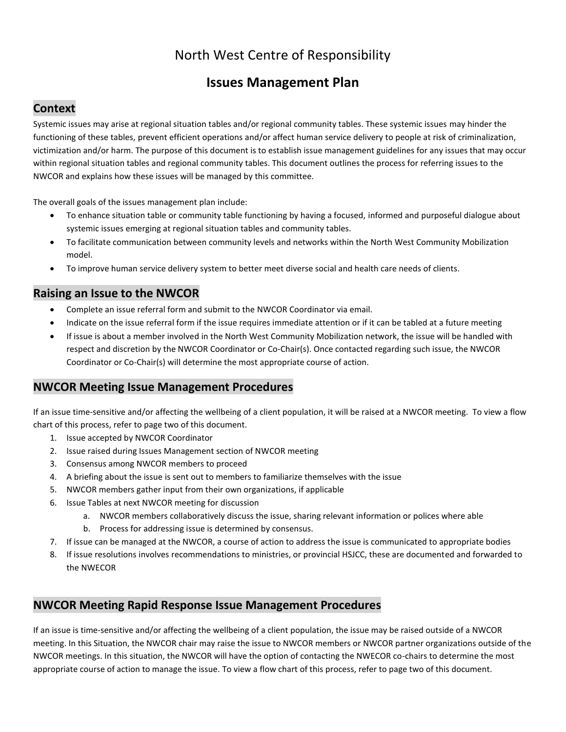# North West Centre of Responsibility

## Issues Management Plan

### Context

Systemic issues may arise at regional situation tables and/or regional community tables. These systemic issues may hinder the functioning of these tables, prevent efficient operations and/or affect human service delivery to people at risk of criminalization, victimization and/or harm. The purpose of this document is to establish issue management guidelines for any issues that may occur within regional situation tables and regional community tables. This document outlines the process for referring issues to the NWCOR and explains how these issues will be managed by this committee.

The overall goals of the issues management plan include:

- To enhance situation table or community table functioning by having a focused, informed and purposeful dialogue about systemic issues emerging at regional situation tables and community tables.
- To facilitate communication between community levels and networks within the North West Community Mobilization model.
- To improve human service delivery system to better meet diverse social and health care needs of clients.

### Raising an Issue to the NWCOR

- Complete an issue referral form and submit to the NWCOR Coordinator via email.
- Indicate on the issue referral form if the issue requires immediate attention or if it can be tabled at a future meeting
- If issue is about a member involved in the North West Community Mobilization network, the issue will be handled with respect and discretion by the NWCOR Coordinator or Co-Chair(s). Once contacted regarding such issue, the NWCOR Coordinator or Co-Chair(s) will determine the most appropriate course of action.

### NWCOR Meeting Issue Management Procedures

If an issue time-sensitive and/or affecting the wellbeing of a client population, it will be raised at a NWCOR meeting. To view a flow chart of this process, refer to page two of this document.

1. Issue accepted by NWCOR Coordinator
2. Issue raised during Issues Management section of NWCOR meeting
3. Consensus among NWCOR members to proceed
4. A briefing about the issue is sent out to members to familiarize themselves with the issue
5. NWCOR members gather input from their own organizations, if applicable
6. Issue Tables at next NWCOR meeting for discussion
   a. NWCOR members collaboratively discuss the issue, sharing relevant information or polices where able
   b. Process for addressing issue is determined by consensus.
7. If issue can be managed at the NWCOR, a course of action to address the issue is communicated to appropriate bodies
8. If issue resolutions involves recommendations to ministries, or provincial HSJCC, these are documented and forwarded to the NWECOR

### NWCOR Meeting Rapid Response Issue Management Procedures

If an issue is time-sensitive and/or affecting the wellbeing of a client population, the issue may be raised outside of a NWCOR meeting. In this Situation, the NWCOR chair may raise the issue to NWCOR members or NWCOR partner organizations outside of the NWCOR meetings. In this situation, the NWCOR will have the option of contacting the NWECOR co-chairs to determine the most appropriate course of action to manage the issue. To view a flow chart of this process, refer to page two of this document.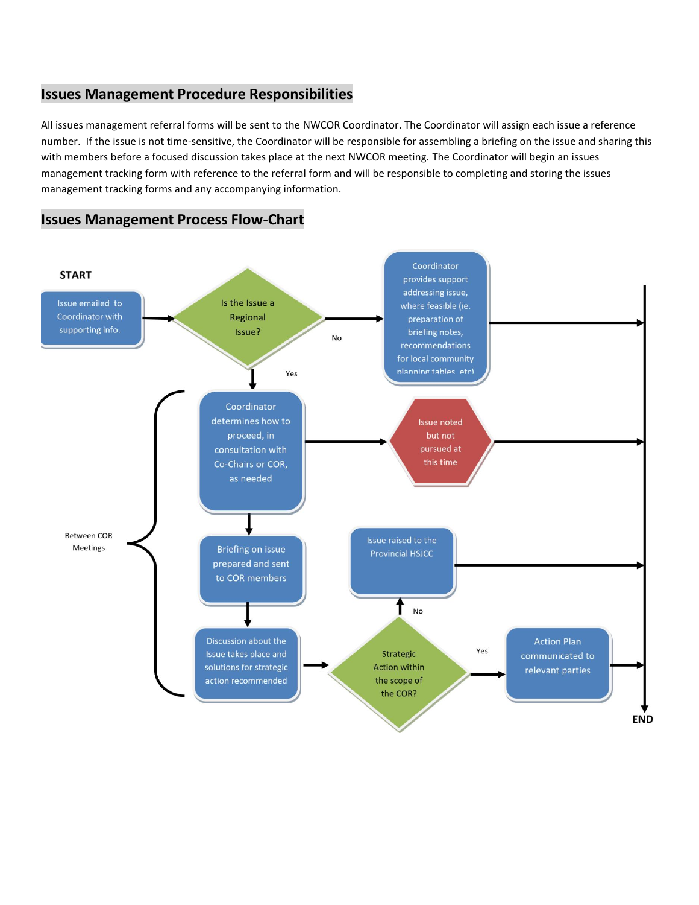## Issues Management Procedure Responsibilities

All issues management referral forms will be sent to the NWCOR Coordinator. The Coordinator will assign each issue a reference number. If the issue is not time-sensitive, the Coordinator will be responsible for assembling a briefing on the issue and sharing this with members before a focused discussion takes place at the next NWCOR meeting. The Coordinator will begin an issues management tracking form with reference to the referral form and will be responsible to completing and storing the issues management tracking forms and any accompanying information.

## Issues Management Process Flow-Chart

START

Issue emailed to Coordinator with supporting info.

Is the Issue a Regional Issue?

No

Coordinator provides support addressing issue, where feasible (ie. preparation of briefing notes, recommendations for local community planning tables, etc)

Yes

Between COR Meetings

Coordinator determines how to proceed, in consultation with Co-Chairs or COR, as needed

Issue noted but not pursued at this time

Briefing on issue prepared and sent to COR members

Issue raised to the Provincial HSJCC

No

Discussion about the Issue takes place and solutions for strategic action recommended

Strategic Action within the scope of the COR?

Yes

Action Plan communicated to relevant parties

END